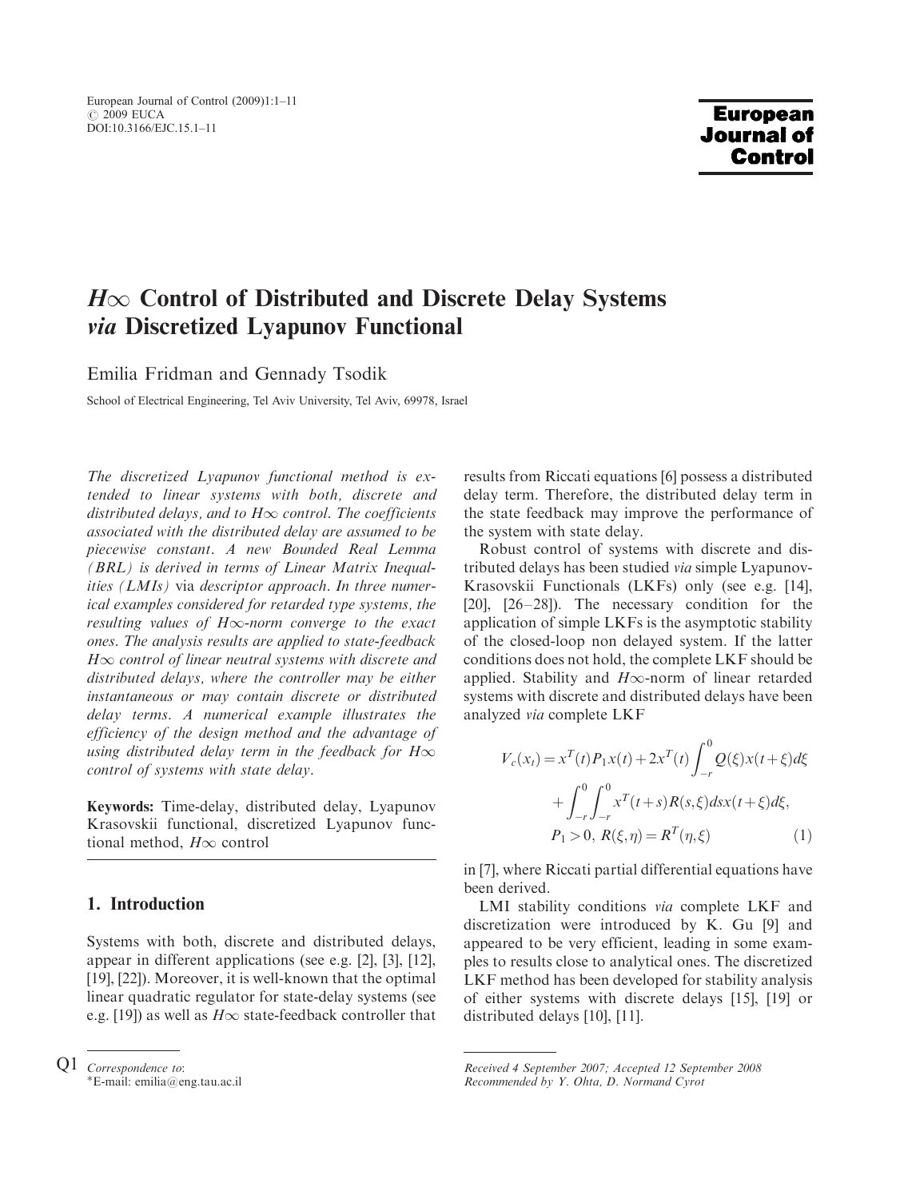# $H\infty$ Control of Distributed and Discrete Delay Systems *via* Discretized Lyapunov Functional

Emilia Fridman and Gennady Tsodik

School of Electrical Engineering, Tel Aviv University, Tel Aviv, 69978, Israel

*The discretized Lyapunov functional method is extended to linear systems with both, discrete and distributed delays, and to $H\infty$ control. The coefficients associated with the distributed delay are assumed to be piecewise constant. A new Bounded Real Lemma (BRL) is derived in terms of Linear Matrix Inequalities (LMIs)* via *descriptor approach. In three numerical examples considered for retarded type systems, the resulting values of $H\infty$-norm converge to the exact ones. The analysis results are applied to state-feedback $H\infty$ control of linear neutral systems with discrete and distributed delays, where the controller may be either instantaneous or may contain discrete or distributed delay terms. A numerical example illustrates the efficiency of the design method and the advantage of using distributed delay term in the feedback for $H\infty$ control of systems with state delay.*

**Keywords:** Time-delay, distributed delay, Lyapunov Krasovskii functional, discretized Lyapunov functional method, $H\infty$ control

## 1. Introduction

Systems with both, discrete and distributed delays, appear in different applications (see e.g. [2], [3], [12], [19], [22]). Moreover, it is well-known that the optimal linear quadratic regulator for state-delay systems (see e.g. [19]) as well as $H\infty$ state-feedback controller that results from Riccati equations [6] possess a distributed delay term. Therefore, the distributed delay term in the state feedback may improve the performance of the system with state delay.

Robust control of systems with discrete and distributed delays has been studied *via* simple Lyapunov-Krasovskii Functionals (LKFs) only (see e.g. [14], [20], [26–28]). The necessary condition for the application of simple LKFs is the asymptotic stability of the closed-loop non delayed system. If the latter conditions does not hold, the complete LKF should be applied. Stability and $H\infty$-norm of linear retarded systems with discrete and distributed delays have been analyzed *via* complete LKF

$$
\begin{aligned}
V_c(x_t) &= x^T(t)P_1x(t) + 2x^T(t)\int_{-r}^{0} Q(\xi)x(t+\xi)d\xi \\
&\quad + \int_{-r}^{0}\int_{-r}^{0} x^T(t+s)R(s,\xi)ds\,x(t+\xi)d\xi, \\
&\quad P_1 > 0,\ R(\xi,\eta) = R^T(\eta,\xi) \qquad (1)
\end{aligned}
$$

in [7], where Riccati partial differential equations have been derived.

LMI stability conditions *via* complete LKF and discretization were introduced by K. Gu [9] and appeared to be very efficient, leading in some examples to results close to analytical ones. The discretized LKF method has been developed for stability analysis of either systems with discrete delays [15], [19] or distributed delays [10], [11].

Correspondence to:
*E-mail: emilia@eng.tau.ac.il

*Received 4 September 2007; Accepted 12 September 2008*
*Recommended by Y. Ohta, D. Normand Cyrot*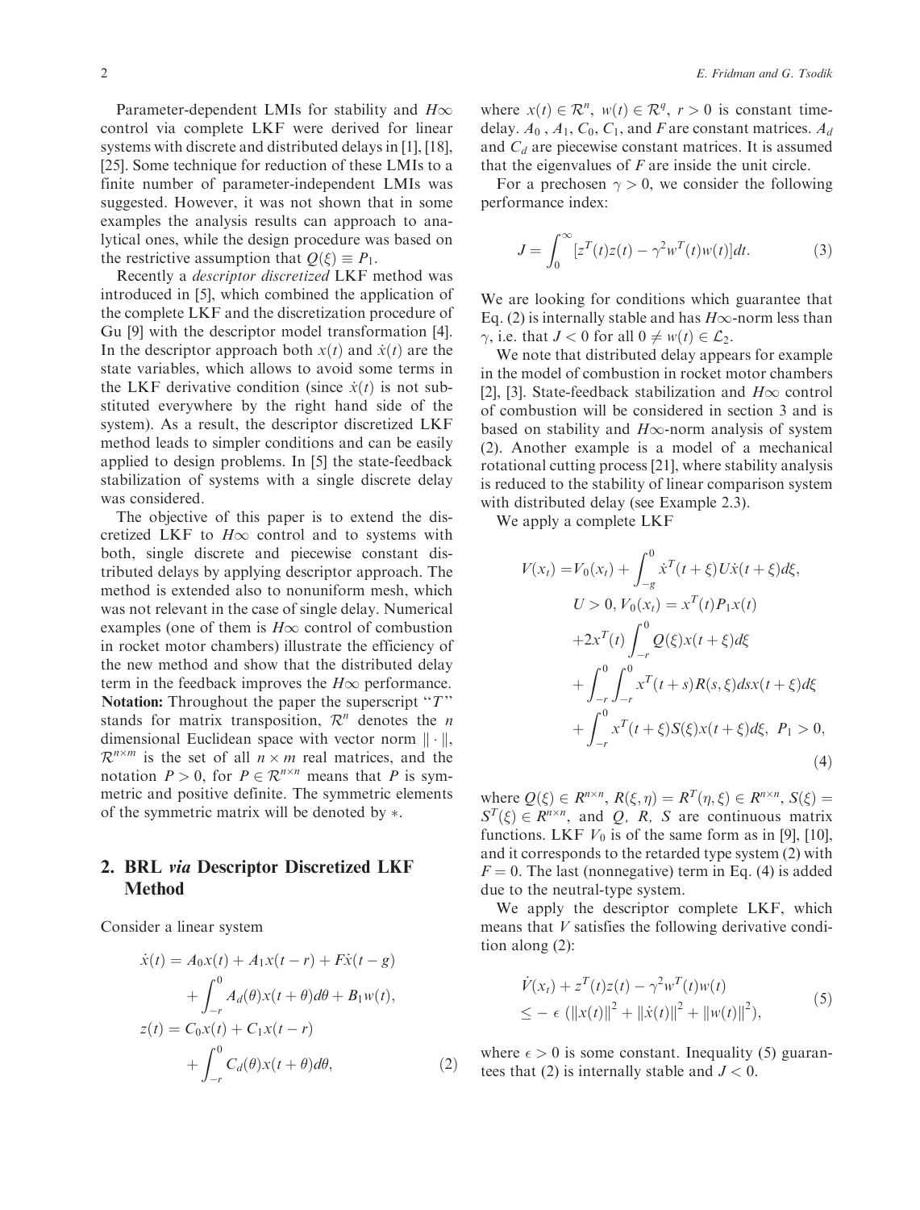Parameter-dependent LMIs for stability and $H\infty$ control via complete LKF were derived for linear systems with discrete and distributed delays in [1], [18], [25]. Some technique for reduction of these LMIs to a finite number of parameter-independent LMIs was suggested. However, it was not shown that in some examples the analysis results can approach to analytical ones, while the design procedure was based on the restrictive assumption that $Q(\xi) \equiv P_1$.

Recently a *descriptor discretized* LKF method was introduced in [5], which combined the application of the complete LKF and the discretization procedure of Gu [9] with the descriptor model transformation [4]. In the descriptor approach both $x(t)$ and $\dot{x}(t)$ are the state variables, which allows to avoid some terms in the LKF derivative condition (since $\dot{x}(t)$ is not substituted everywhere by the right hand side of the system). As a result, the descriptor discretized LKF method leads to simpler conditions and can be easily applied to design problems. In [5] the state-feedback stabilization of systems with a single discrete delay was considered.

The objective of this paper is to extend the discretized LKF to $H\infty$ control and to systems with both, single discrete and piecewise constant distributed delays by applying descriptor approach. The method is extended also to nonuniform mesh, which was not relevant in the case of single delay. Numerical examples (one of them is $H\infty$ control of combustion in rocket motor chambers) illustrate the efficiency of the new method and show that the distributed delay term in the feedback improves the $H\infty$ performance.

**Notation:** Throughout the paper the superscript "$T$" stands for matrix transposition, $\mathcal{R}^n$ denotes the $n$ dimensional Euclidean space with vector norm $\|\cdot\|$, $\mathcal{R}^{n\times m}$ is the set of all $n \times m$ real matrices, and the notation $P > 0$, for $P \in \mathcal{R}^{n\times n}$ means that $P$ is symmetric and positive definite. The symmetric elements of the symmetric matrix will be denoted by $*$.

## 2. BRL *via* Descriptor Discretized LKF Method

Consider a linear system

$$
\begin{aligned}
\dot{x}(t) &= A_0 x(t) + A_1 x(t-r) + F\dot{x}(t-g) \\
&\quad + \int_{-r}^{0} A_d(\theta) x(t+\theta) d\theta + B_1 w(t), \\
z(t) &= C_0 x(t) + C_1 x(t-r) \\
&\quad + \int_{-r}^{0} C_d(\theta) x(t+\theta) d\theta,
\end{aligned}
\tag{2}
$$

where $x(t) \in \mathcal{R}^n$, $w(t) \in \mathcal{R}^q$, $r > 0$ is constant time-delay. $A_0$ , $A_1$, $C_0$, $C_1$, and $F$ are constant matrices. $A_d$ and $C_d$ are piecewise constant matrices. It is assumed that the eigenvalues of $F$ are inside the unit circle.

For a prechosen $\gamma > 0$, we consider the following performance index:

$$
J = \int_{0}^{\infty} [z^T(t) z(t) - \gamma^2 w^T(t) w(t)] dt. \tag{3}
$$

We are looking for conditions which guarantee that Eq. (2) is internally stable and has $H\infty$-norm less than $\gamma$, i.e. that $J < 0$ for all $0 \neq w(t) \in \mathcal{L}_2$.

We note that distributed delay appears for example in the model of combustion in rocket motor chambers [2], [3]. State-feedback stabilization and $H\infty$ control of combustion will be considered in section 3 and is based on stability and $H\infty$-norm analysis of system (2). Another example is a model of a mechanical rotational cutting process [21], where stability analysis is reduced to the stability of linear comparison system with distributed delay (see Example 2.3).

We apply a complete LKF

$$
\begin{aligned}
V(x_t) &= V_0(x_t) + \int_{-g}^{0} \dot{x}^T(t+\xi) U \dot{x}(t+\xi) d\xi, \\
&U > 0, V_0(x_t) = x^T(t) P_1 x(t) \\
&+ 2x^T(t) \int_{-r}^{0} Q(\xi) x(t+\xi) d\xi \\
&+ \int_{-r}^{0} \int_{-r}^{0} x^T(t+s) R(s,\xi) ds\, x(t+\xi) d\xi \\
&+ \int_{-r}^{0} x^T(t+\xi) S(\xi) x(t+\xi) d\xi, \; P_1 > 0,
\end{aligned}
\tag{4}
$$

where $Q(\xi) \in R^{n\times n}$, $R(\xi,\eta) = R^T(\eta,\xi) \in R^{n\times n}$, $S(\xi) = S^T(\xi) \in R^{n\times n}$, and $Q$, $R$, $S$ are continuous matrix functions. LKF $V_0$ is of the same form as in [9], [10], and it corresponds to the retarded type system (2) with $F = 0$. The last (nonnegative) term in Eq. (4) is added due to the neutral-type system.

We apply the descriptor complete LKF, which means that $V$ satisfies the following derivative condition along (2):

$$
\begin{aligned}
&\dot{V}(x_t) + z^T(t) z(t) - \gamma^2 w^T(t) w(t) \\
&\leq -\epsilon \left( \|x(t)\|^2 + \|\dot{x}(t)\|^2 + \|w(t)\|^2 \right),
\end{aligned}
\tag{5}
$$

where $\epsilon > 0$ is some constant. Inequality (5) guarantees that (2) is internally stable and $J < 0$.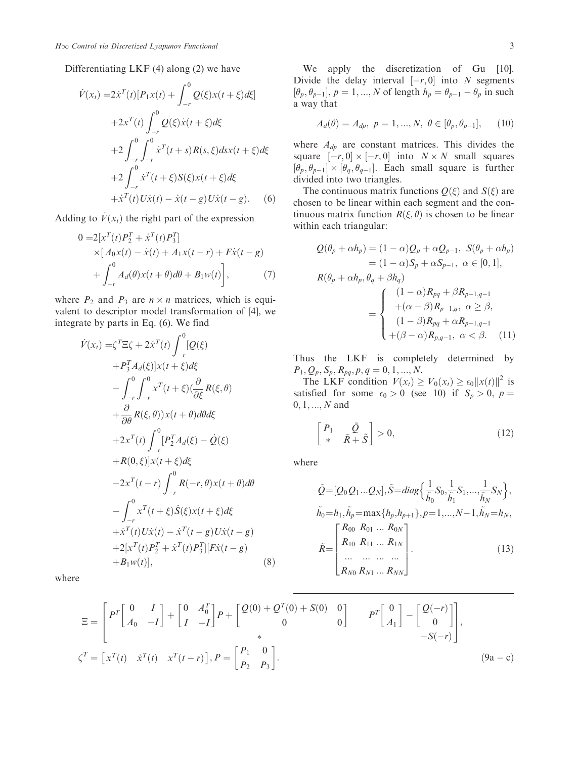Differentiating LKF (4) along (2) we have

$$
\begin{aligned}
\dot{V}(x_t) =& 2\dot{x}^T(t)[P_1 x(t) + \int_{-r}^{0} Q(\xi)x(t+\xi)d\xi] \\
&+2x^T(t)\int_{-r}^{0} Q(\xi)\dot{x}(t+\xi)d\xi \\
&+2\int_{-r}^{0}\int_{-r}^{0} \dot{x}^T(t+s)R(s,\xi)ds x(t+\xi)d\xi \\
&+2\int_{-r}^{0} \dot{x}^T(t+\xi)S(\xi)x(t+\xi)d\xi \\
&+\dot{x}^T(t)U\dot{x}(t) - \dot{x}(t-g)U\dot{x}(t-g). \qquad (6)
\end{aligned}
$$

Adding to $\dot{V}(x_t)$ the right part of the expression

$$
\begin{aligned}
0 =& 2[x^T(t)P_2^T + \dot{x}^T(t)P_3^T] \\
&\times\Big[A_0 x(t) - \dot{x}(t) + A_1 x(t-r) + F\dot{x}(t-g) \\
&+ \int_{-r}^{0} A_d(\theta)x(t+\theta)d\theta + B_1 w(t)\Big], \qquad (7)
\end{aligned}
$$

where $P_2$ and $P_3$ are $n \times n$ matrices, which is equivalent to descriptor model transformation of [4], we integrate by parts in Eq. (6). We find

$$
\begin{aligned}
\dot{V}(x_t) =& \zeta^T \Xi \zeta + 2\dot{x}^T(t)\int_{-r}^{0}[Q(\xi) \\
&+ P_3^T A_d(\xi)]x(t+\xi)d\xi \\
&- \int_{-r}^{0}\int_{-r}^{0} x^T(t+\xi)\big(\frac{\partial}{\partial\xi}R(\xi,\theta) \\
&+ \frac{\partial}{\partial\theta}R(\xi,\theta)\big)x(t+\theta)d\theta d\xi \\
&+2x^T(t)\int_{-r}^{0}[P_2^T A_d(\xi) - \dot{Q}(\xi) \\
&+ R(0,\xi)]x(t+\xi)d\xi \\
&-2x^T(t-r)\int_{-r}^{0} R(-r,\theta)x(t+\theta)d\theta \\
&- \int_{-r}^{0} x^T(t+\xi)\dot{S}(\xi)x(t+\xi)d\xi \\
&+\dot{x}^T(t)U\dot{x}(t) - \dot{x}^T(t-g)U\dot{x}(t-g) \\
&+2[x^T(t)P_2^T + \dot{x}^T(t)P_3^T][F\dot{x}(t-g) \\
&+ B_1 w(t)], \qquad (8)
\end{aligned}
$$

where

$$
\Xi = \begin{bmatrix} P^T\begin{bmatrix} 0 & I \\ A_0 & -I \end{bmatrix} + \begin{bmatrix} 0 & A_0^T \\ I & -I \end{bmatrix}P + \begin{bmatrix} Q(0)+Q^T(0)+S(0) & 0 \\ 0 & 0 \end{bmatrix} & P^T\begin{bmatrix} 0 \\ A_1 \end{bmatrix} - \begin{bmatrix} Q(-r) \\ 0 \end{bmatrix} \\ * & -S(-r) \end{bmatrix},
$$

$$
\zeta^T = \begin{bmatrix} x^T(t) & \dot{x}^T(t) & x^T(t-r) \end{bmatrix}, P = \begin{bmatrix} P_1 & 0 \\ P_2 & P_3 \end{bmatrix}. \qquad (9a-c)
$$

We apply the discretization of Gu [10]. Divide the delay interval $[-r, 0]$ into $N$ segments $[\theta_p, \theta_{p-1}]$, $p = 1, ..., N$ of length $h_p = \theta_{p-1} - \theta_p$ in such a way that

$$
A_d(\theta) = A_{dp}, \; p = 1, ..., N, \; \theta \in [\theta_p, \theta_{p-1}], \qquad (10)
$$

where $A_{dp}$ are constant matrices. This divides the square $[-r, 0] \times [-r, 0]$ into $N \times N$ small squares $[\theta_p, \theta_{p-1}] \times [\theta_q, \theta_{q-1}]$. Each small square is further divided into two triangles.

The continuous matrix functions $Q(\xi)$ and $S(\xi)$ are chosen to be linear within each segment and the continuous matrix function $R(\xi, \theta)$ is chosen to be linear within each triangular:

$$
\begin{aligned}
Q(\theta_p + \alpha h_p) &= (1-\alpha)Q_p + \alpha Q_{p-1}, \; S(\theta_p + \alpha h_p) \\
&= (1-\alpha)S_p + \alpha S_{p-1}, \; \alpha \in [0, 1], \\
R(\theta_p + \alpha h_p, \theta_q + \beta h_q) & \\
&= \begin{cases} (1-\alpha)R_{pq} + \beta R_{p-1,q-1} \\ +(\alpha - \beta)R_{p-1,q}, \; \alpha \geq \beta, \\ (1-\beta)R_{pq} + \alpha R_{p-1,q-1} \\ +(\beta - \alpha)R_{p,q-1}, \; \alpha < \beta. \end{cases} \qquad (11)
\end{aligned}
$$

Thus the LKF is completely determined by $P_1, Q_p, S_p, R_{pq}, p, q = 0, 1, ..., N$.

The LKF condition $V(x_t) \geq V_0(x_t) \geq \epsilon_0 \|x(t)\|^2$ is satisfied for some $\epsilon_0 > 0$ (see 10) if $S_p > 0$, $p = 0, 1, ..., N$ and

$$
\begin{bmatrix} P_1 & \tilde{Q} \\ * & \tilde{R} + \tilde{S} \end{bmatrix} > 0, \qquad (12)
$$

where

$$
\begin{aligned}
&\tilde{Q} = [Q_0 Q_1 ... Q_N], \tilde{S} = diag\Big\{\frac{1}{\tilde{h}_0}S_0, \frac{1}{\tilde{h}_1}S_1, ..., \frac{1}{\tilde{h}_N}S_N\Big\}, \\
&\tilde{h}_0 = h_1, \tilde{h}_p = \max\{h_p, h_{p+1}\}, p = 1, ..., N-1, \tilde{h}_N = h_N, \\
&\tilde{R} = \begin{bmatrix} R_{00} & R_{01} & ... & R_{0N} \\ R_{10} & R_{11} & ... & R_{1N} \\ ... & ... & ... & ... \\ R_{N0} & R_{N1} & ... & R_{NN} \end{bmatrix}. \qquad (13)
\end{aligned}
$$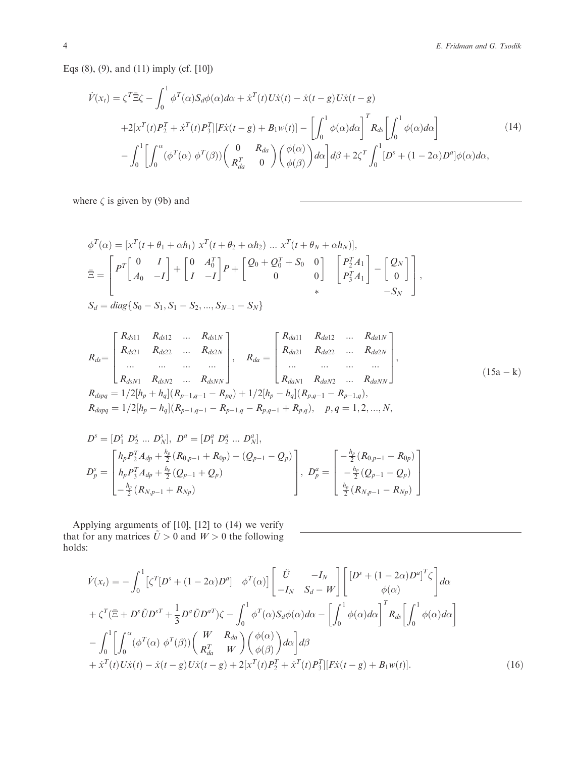Eqs (8), (9), and (11) imply (cf. [10])

$$
\begin{aligned}
\dot{V}(x_t) &= \zeta^T \bar{\Xi} \zeta - \int_0^1 \phi^T(\alpha) S_d \phi(\alpha) d\alpha + \dot{x}^T(t) U \dot{x}(t) - \dot{x}(t-g) U \dot{x}(t-g) \\
&+ 2[x^T(t) P_2^T + \dot{x}^T(t) P_3^T][F\dot{x}(t-g) + B_1 w(t)] - \left[\int_0^1 \phi(\alpha) d\alpha\right]^T R_{ds} \left[\int_0^1 \phi(\alpha) d\alpha\right] \\
&- \int_0^1 \left[\int_0^\alpha (\phi^T(\alpha)\ \phi^T(\beta)) \begin{pmatrix} 0 & R_{da} \\ R_{da}^T & 0 \end{pmatrix} \begin{pmatrix} \phi(\alpha) \\ \phi(\beta) \end{pmatrix} d\alpha \right] d\beta + 2\zeta^T \int_0^1 [D^s + (1-2\alpha) D^a] \phi(\alpha) d\alpha,
\end{aligned}
\tag{14}
$$

where $\zeta$ is given by (9b) and

$$
\phi^T(\alpha) = [x^T(t+\theta_1+\alpha h_1)\ x^T(t+\theta_2+\alpha h_2)\ \dots\ x^T(t+\theta_N+\alpha h_N)],
$$

$$
\bar{\Xi} = \begin{bmatrix} P^T \begin{bmatrix} 0 & I \\ A_0 & -I \end{bmatrix} + \begin{bmatrix} 0 & A_0^T \\ I & -I \end{bmatrix} P + \begin{bmatrix} Q_0 + Q_0^T + S_0 & 0 \\ 0 & 0 \end{bmatrix} & \begin{bmatrix} P_2^T A_1 \\ P_3^T A_1 \end{bmatrix} - \begin{bmatrix} Q_N \\ 0 \end{bmatrix} \\ * & -S_N \end{bmatrix},
$$

$$
S_d = diag\{S_0 - S_1, S_1 - S_2, \dots, S_{N-1} - S_N\}
$$

$$
\begin{aligned}
&R_{ds} = \begin{bmatrix} R_{ds11} & R_{ds12} & \dots & R_{ds1N} \\ R_{ds21} & R_{ds22} & \dots & R_{ds2N} \\ \dots & \dots & \dots & \dots \\ R_{dsN1} & R_{dsN2} & \dots & R_{dsNN} \end{bmatrix}, \quad R_{da} = \begin{bmatrix} R_{da11} & R_{da12} & \dots & R_{da1N} \\ R_{da21} & R_{da22} & \dots & R_{da2N} \\ \dots & \dots & \dots & \dots \\ R_{daN1} & R_{daN2} & \dots & R_{daNN} \end{bmatrix}, \\
&R_{dspq} = 1/2[h_p + h_q](R_{p-1,q-1} - R_{pq}) + 1/2[h_p - h_q](R_{p,q-1} - R_{p-1,q}), \\
&R_{dapq} = 1/2[h_p - h_q](R_{p-1,q-1} - R_{p-1,q} - R_{p,q-1} + R_{p,q}), \quad p,q = 1,2,\dots,N,
\end{aligned}
\tag{15a - k}
$$

$$
D^s = [D_1^s\ D_2^s\ \dots\ D_N^s],\ D^a = [D_1^a\ D_2^a\ \dots\ D_N^a],
$$

$$
D_p^s = \begin{bmatrix} h_p P_2^T A_{dp} + \frac{h_p}{2}(R_{0,p-1} + R_{0p}) - (Q_{p-1} - Q_p) \\ h_p P_3^T A_{dp} + \frac{h_p}{2}(Q_{p-1} + Q_p) \\ -\frac{h_p}{2}(R_{N,p-1} + R_{Np}) \end{bmatrix},\ D_p^a = \begin{bmatrix} -\frac{h_p}{2}(R_{0,p-1} - R_{0p}) \\ -\frac{h_p}{2}(Q_{p-1} - Q_p) \\ \frac{h_p}{2}(R_{N,p-1} - R_{Np}) \end{bmatrix}
$$

Applying arguments of [10], [12] to (14) we verify that for any matrices $\tilde{U} > 0$ and $W > 0$ the following holds:

$$
\begin{aligned}
\dot{V}(x_t) &= -\int_0^1 \left[\zeta^T [D^s + (1-2\alpha) D^a] \quad \phi^T(\alpha)\right] \begin{bmatrix} \tilde{U} & -I_N \\ -I_N & S_d - W \end{bmatrix} \begin{bmatrix} [D^s + (1-2\alpha) D^a]^T \zeta \\ \phi(\alpha) \end{bmatrix} d\alpha \\
&+ \zeta^T (\bar{\Xi} + D^s \tilde{U} D^{sT} + \frac{1}{3} D^a \tilde{U} D^{aT}) \zeta - \int_0^1 \phi^T(\alpha) S_d \phi(\alpha) d\alpha - \left[\int_0^1 \phi(\alpha) d\alpha\right]^T R_{ds} \left[\int_0^1 \phi(\alpha) d\alpha\right] \\
&- \int_0^1 \left[\int_0^\alpha (\phi^T(\alpha)\ \phi^T(\beta)) \begin{pmatrix} W & R_{da} \\ R_{da}^T & W \end{pmatrix} \begin{pmatrix} \phi(\alpha) \\ \phi(\beta) \end{pmatrix} d\alpha \right] d\beta \\
&+ \dot{x}^T(t) U \dot{x}(t) - \dot{x}(t-g) U \dot{x}(t-g) + 2[x^T(t) P_2^T + \dot{x}^T(t) P_3^T][F\dot{x}(t-g) + B_1 w(t)].
\end{aligned}
\tag{16}
$$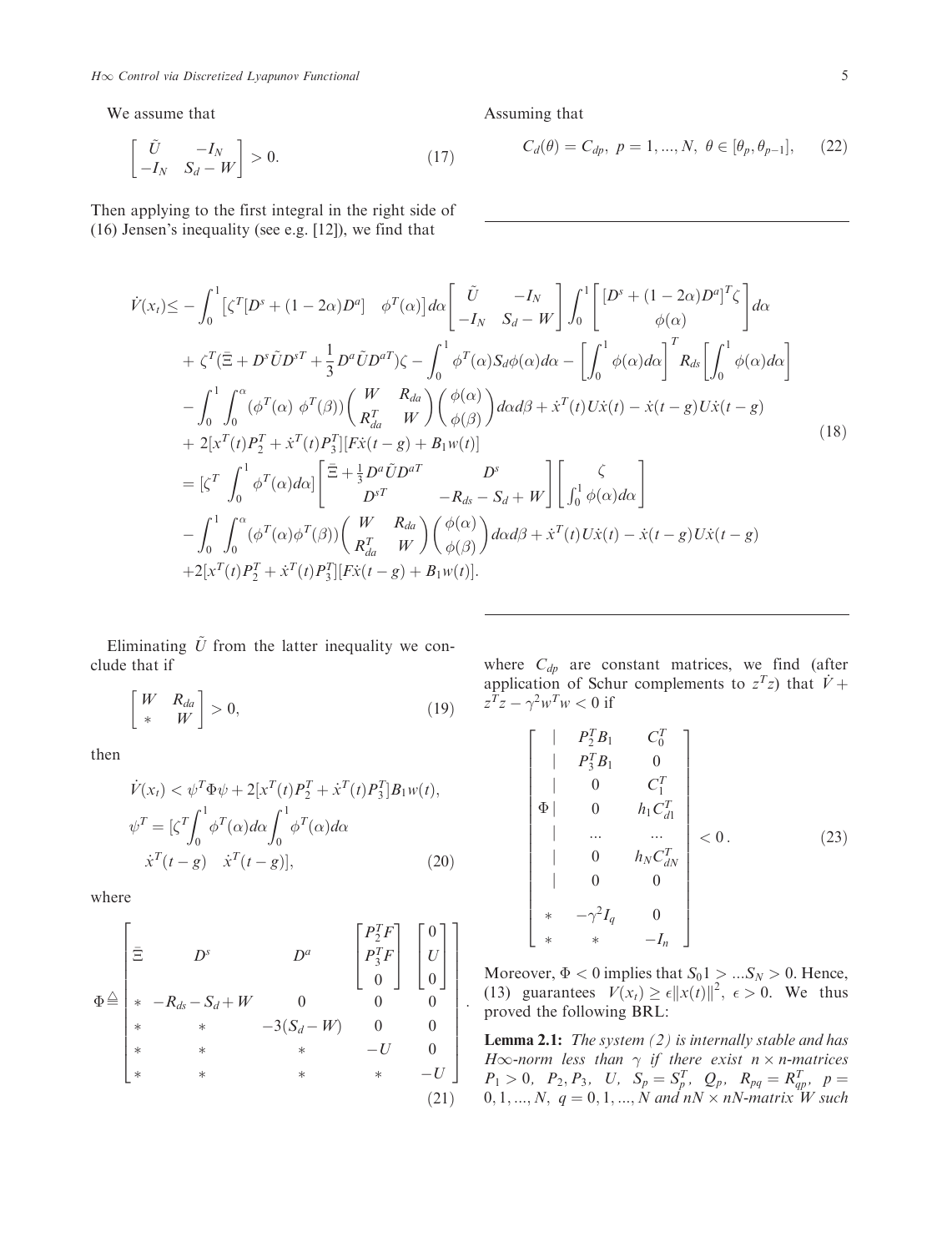We assume that

$$\begin{bmatrix} \tilde{U} & -I_N \\ -I_N & S_d - W \end{bmatrix} > 0. \tag{17}$$

Then applying to the first integral in the right side of (16) Jensen's inequality (see e.g. [12]), we find that

$$\begin{aligned}
\dot{V}(x_t) \leq & -\int_0^1 \left[\zeta^T [D^s + (1-2\alpha)D^a] \quad \phi^T(\alpha)\right] d\alpha \begin{bmatrix} \tilde{U} & -I_N \\ -I_N & S_d - W \end{bmatrix} \int_0^1 \begin{bmatrix} [D^s + (1-2\alpha)D^a]^T \zeta \\ \phi(\alpha) \end{bmatrix} d\alpha \\
& + \zeta^T (\bar{\Xi} + D^s \tilde{U} D^{sT} + \frac{1}{3} D^a \tilde{U} D^{aT}) \zeta - \int_0^1 \phi^T(\alpha) S_d \phi(\alpha) d\alpha - \left[\int_0^1 \phi(\alpha) d\alpha\right]^T R_{ds} \left[\int_0^1 \phi(\alpha) d\alpha\right] \\
& - \int_0^1 \int_0^\alpha (\phi^T(\alpha) \ \phi^T(\beta)) \begin{pmatrix} W & R_{da} \\ R_{da}^T & W \end{pmatrix} \begin{pmatrix} \phi(\alpha) \\ \phi(\beta) \end{pmatrix} d\alpha d\beta + \dot{x}^T(t) U \dot{x}(t) - \dot{x}(t-g) U \dot{x}(t-g) \\
& + 2[x^T(t) P_2^T + \dot{x}^T(t) P_3^T][F \dot{x}(t-g) + B_1 w(t)] \\
= & [\zeta^T \ \int_0^1 \phi^T(\alpha) d\alpha] \begin{bmatrix} \bar{\Xi} + \frac{1}{3} D^a \tilde{U} D^{aT} & D^s \\ D^{sT} & -R_{ds} - S_d + W \end{bmatrix} \begin{bmatrix} \zeta \\ \int_0^1 \phi(\alpha) d\alpha \end{bmatrix} \\
& - \int_0^1 \int_0^\alpha (\phi^T(\alpha) \phi^T(\beta)) \begin{pmatrix} W & R_{da} \\ R_{da}^T & W \end{pmatrix} \begin{pmatrix} \phi(\alpha) \\ \phi(\beta) \end{pmatrix} d\alpha d\beta + \dot{x}^T(t) U \dot{x}(t) - \dot{x}(t-g) U \dot{x}(t-g) \\
& + 2[x^T(t) P_2^T + \dot{x}^T(t) P_3^T][F \dot{x}(t-g) + B_1 w(t)].
\end{aligned} \tag{18}$$

Eliminating $\tilde{U}$ from the latter inequality we conclude that if

$$\begin{bmatrix} W & R_{da} \\ * & W \end{bmatrix} > 0, \tag{19}$$

then

$$\begin{aligned}
& \dot{V}(x_t) < \psi^T \Phi \psi + 2[x^T(t) P_2^T + \dot{x}^T(t) P_3^T] B_1 w(t), \\
& \psi^T = [\zeta^T \int_0^1 \phi^T(\alpha) d\alpha \int_0^1 \phi^T(\alpha) d\alpha \\
& \quad \dot{x}^T(t-g) \quad \dot{x}^T(t-g)],
\end{aligned} \tag{20}$$

where

$$\Phi \triangleq \begin{bmatrix} \bar{\Xi} & D^s & D^a & \begin{bmatrix} P_2^T F \\ P_3^T F \\ 0 \end{bmatrix} & \begin{bmatrix} 0 \\ U \\ 0 \end{bmatrix} \\ * & -R_{ds} - S_d + W & 0 & 0 & 0 \\ * & * & -3(S_d - W) & 0 & 0 \\ * & * & * & -U & 0 \\ * & * & * & * & -U \end{bmatrix}. \tag{21}$$

Assuming that

$$C_d(\theta) = C_{dp}, \ p = 1, ..., N, \ \theta \in [\theta_p, \theta_{p-1}], \tag{22}$$

where $C_{dp}$ are constant matrices, we find (after application of Schur complements to $z^T z$) that $\dot{V} + z^T z - \gamma^2 w^T w < 0$ if

$$\begin{bmatrix} & | & P_2^T B_1 & C_0^T \\ & | & P_3^T B_1 & 0 \\ & | & 0 & C_1^T \\ \Phi & | & 0 & h_1 C_{d1}^T \\ & | & \ldots & \ldots \\ & | & 0 & h_N C_{dN}^T \\ & | & 0 & 0 \\ * & & -\gamma^2 I_q & 0 \\ * & & * & -I_n \end{bmatrix} < 0\,. \tag{23}$$

Moreover, $\Phi < 0$ implies that $S_0 1 > \ldots S_N > 0$. Hence, (13) guarantees $V(x_t) \geq \epsilon \|x(t)\|^2, \ \epsilon > 0$. We thus proved the following BRL:

**Lemma 2.1:** *The system (2) is internally stable and has $H\infty$-norm less than $\gamma$ if there exist $n \times n$-matrices $P_1 > 0, \ P_2, P_3, \ U, \ S_p = S_p^T, \ Q_p, \ R_{pq} = R_{qp}^T, \ p = 0, 1, ..., N, \ q = 0, 1, ..., N$ and $nN \times nN$-matrix $W$ such*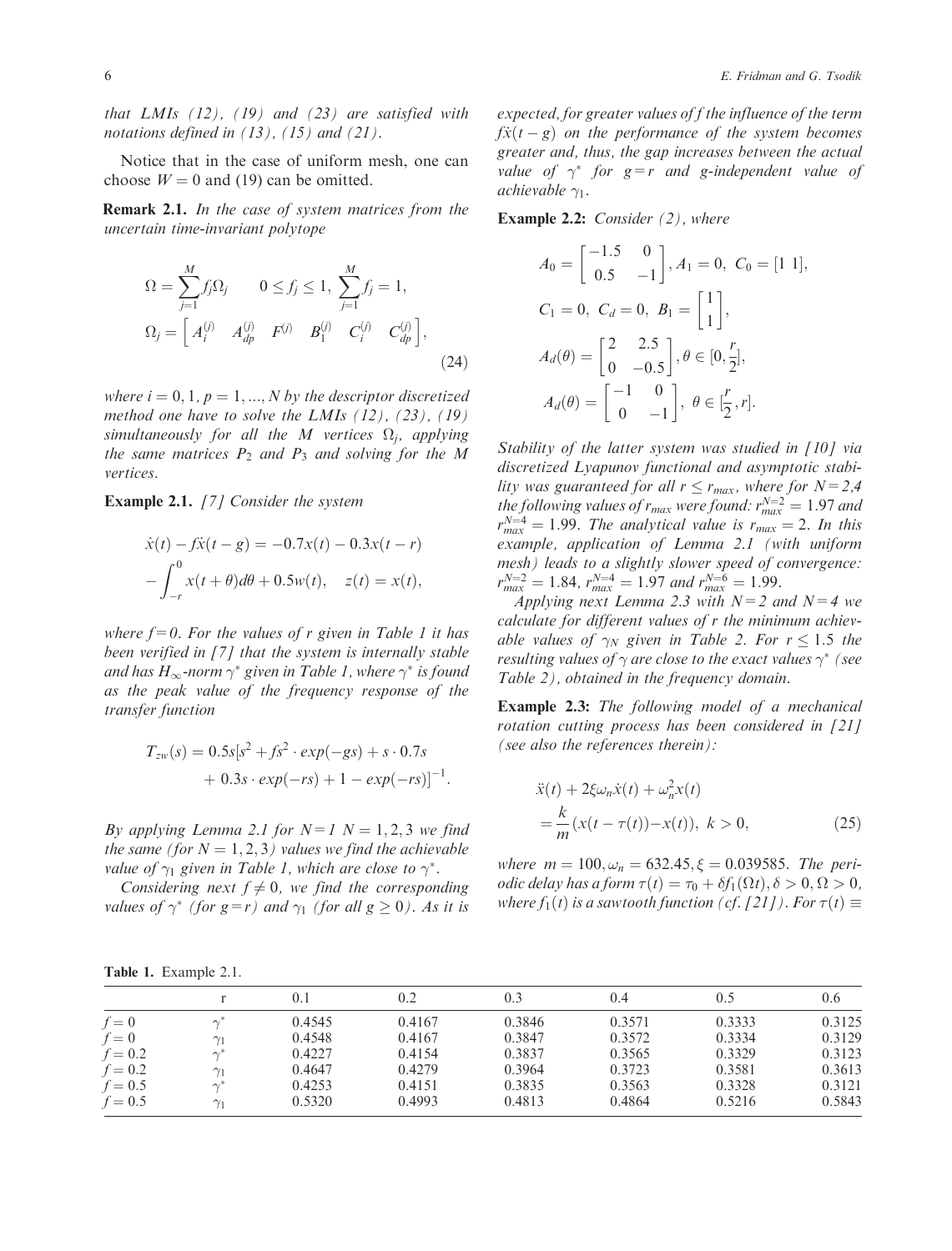*that LMIs (12), (19) and (23) are satisfied with notations defined in (13), (15) and (21).*

Notice that in the case of uniform mesh, one can choose $W = 0$ and (19) can be omitted.

**Remark 2.1.** *In the case of system matrices from the uncertain time-invariant polytope*

$$
\Omega = \sum_{j=1}^{M} f_j \Omega_j \qquad 0 \le f_j \le 1, \ \sum_{j=1}^{M} f_j = 1,
$$
$$
\Omega_j = \begin{bmatrix} A_i^{(j)} & A_{dp}^{(j)} & F^{(j)} & B_1^{(j)} & C_i^{(j)} & C_{dp}^{(j)} \end{bmatrix}, \tag{24}
$$

*where $i = 0, 1$, $p = 1, ..., N$ by the descriptor discretized method one have to solve the LMIs (12), (23), (19) simultaneously for all the M vertices $\Omega_j$, applying the same matrices $P_2$ and $P_3$ and solving for the M vertices.*

**Example 2.1.** *[7] Consider the system*

$$
\dot{x}(t) - f\dot{x}(t-g) = -0.7x(t) - 0.3x(t-r) - \int_{-r}^{0} x(t+\theta)d\theta + 0.5w(t), \quad z(t) = x(t),
$$

*where $f = 0$. For the values of r given in Table 1 it has been verified in [7] that the system is internally stable and has $H_\infty$-norm $\gamma^*$ given in Table 1, where $\gamma^*$ is found as the peak value of the frequency response of the transfer function*

$$
T_{zw}(s) = 0.5s[s^2 + fs^2 \cdot exp(-gs) + s \cdot 0.7s + 0.3s \cdot exp(-rs) + 1 - exp(-rs)]^{-1}.
$$

*By applying Lemma 2.1 for $N = 1$ $N = 1, 2, 3$ we find the same (for $N = 1, 2, 3$) values we find the achievable value of $\gamma_1$ given in Table 1, which are close to $\gamma^*$.*

*Considering next $f \neq 0$, we find the corresponding values of $\gamma^*$ (for $g = r$) and $\gamma_1$ (for all $g \ge 0$). As it is expected, for greater values of f the influence of the term $f\dot{x}(t-g)$ on the performance of the system becomes greater and, thus, the gap increases between the actual value of $\gamma^*$ for $g = r$ and g-independent value of achievable $\gamma_1$.*

**Example 2.2:** *Consider (2), where*

$$
A_0 = \begin{bmatrix} -1.5 & 0 \\ 0.5 & -1 \end{bmatrix}, A_1 = 0, \ C_0 = [1 \ 1],
$$
$$
C_1 = 0, \ C_d = 0, \ B_1 = \begin{bmatrix} 1 \\ 1 \end{bmatrix},
$$
$$
A_d(\theta) = \begin{bmatrix} 2 & 2.5 \\ 0 & -0.5 \end{bmatrix}, \theta \in [0, \frac{r}{2}],
$$
$$
A_d(\theta) = \begin{bmatrix} -1 & 0 \\ 0 & -1 \end{bmatrix}, \ \theta \in [\frac{r}{2}, r].
$$

*Stability of the latter system was studied in [10] via discretized Lyapunov functional and asymptotic stability was guaranteed for all $r \le r_{max}$, where for $N = 2,4$ the following values of $r_{max}$ were found: $r_{max}^{N=2} = 1.97$ and $r_{max}^{N=4} = 1.99$. The analytical value is $r_{max} = 2$. In this example, application of Lemma 2.1 (with uniform mesh) leads to a slightly slower speed of convergence: $r_{max}^{N=2} = 1.84$, $r_{max}^{N=4} = 1.97$ and $r_{max}^{N=6} = 1.99$.*

*Applying next Lemma 2.3 with $N = 2$ and $N = 4$ we calculate for different values of r the minimum achievable values of $\gamma_N$ given in Table 2. For $r \le 1.5$ the resulting values of $\gamma$ are close to the exact values $\gamma^*$ (see Table 2), obtained in the frequency domain.*

**Example 2.3:** *The following model of a mechanical rotation cutting process has been considered in [21] (see also the references therein):*

$$
\ddot{x}(t) + 2\xi\omega_n\dot{x}(t) + \omega_n^2 x(t) = \frac{k}{m}(x(t-\tau(t)) - x(t)), \ k > 0, \tag{25}
$$

*where $m = 100, \omega_n = 632.45, \xi = 0.039585$. The periodic delay has a form $\tau(t) = \tau_0 + \delta f_1(\Omega t), \delta > 0, \Omega > 0$, where $f_1(t)$ is a sawtooth function (cf. [21]). For $\tau(t) \equiv$*

**Table 1.** Example 2.1.

| | r | 0.1 | 0.2 | 0.3 | 0.4 | 0.5 | 0.6 |
|---|---|---|---|---|---|---|---|
| $f = 0$ | $\gamma^*$ | 0.4545 | 0.4167 | 0.3846 | 0.3571 | 0.3333 | 0.3125 |
| $f = 0$ | $\gamma_1$ | 0.4548 | 0.4167 | 0.3847 | 0.3572 | 0.3334 | 0.3129 |
| $f = 0.2$ | $\gamma^*$ | 0.4227 | 0.4154 | 0.3837 | 0.3565 | 0.3329 | 0.3123 |
| $f = 0.2$ | $\gamma_1$ | 0.4647 | 0.4279 | 0.3964 | 0.3723 | 0.3581 | 0.3613 |
| $f = 0.5$ | $\gamma^*$ | 0.4253 | 0.4151 | 0.3835 | 0.3563 | 0.3328 | 0.3121 |
| $f = 0.5$ | $\gamma_1$ | 0.5320 | 0.4993 | 0.4813 | 0.4864 | 0.5216 | 0.5843 |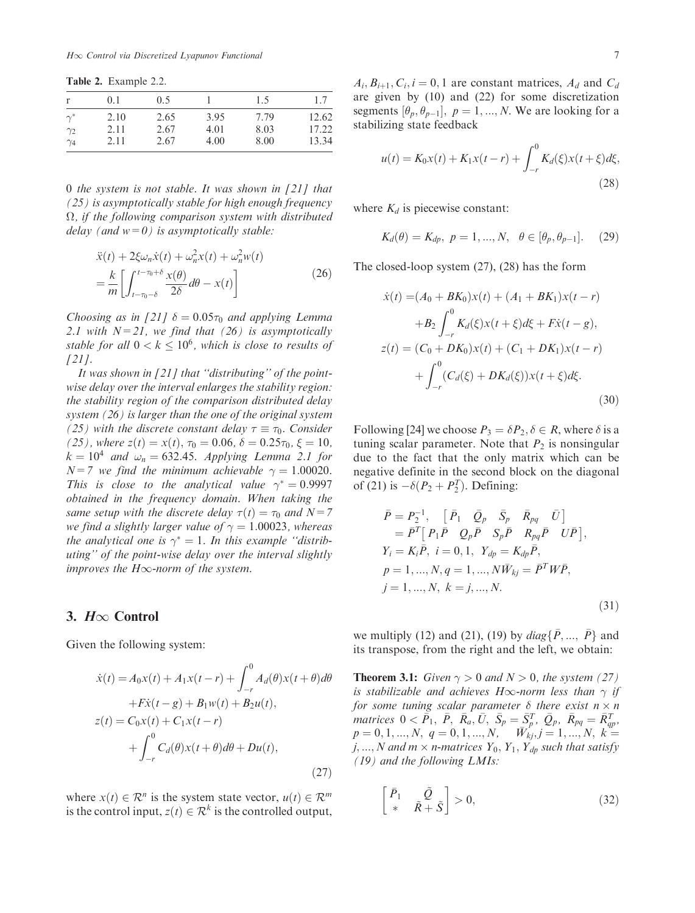**Table 2.** Example 2.2.

| r | 0.1 | 0.5 | 1 | 1.5 | 1.7 |
|---|---|---|---|---|---|
| $\gamma^*$ | 2.10 | 2.65 | 3.95 | 7.79 | 12.62 |
| $\gamma_2$ | 2.11 | 2.67 | 4.01 | 8.03 | 17.22 |
| $\gamma_4$ | 2.11 | 2.67 | 4.00 | 8.00 | 13.34 |

0 *the system is not stable. It was shown in [21] that (25) is asymptotically stable for high enough frequency* $\Omega$*, if the following comparison system with distributed delay (and w = 0) is asymptotically stable:*

$$\ddot{x}(t) + 2\xi\omega_n\dot{x}(t) + \omega_n^2 x(t) + \omega_n^2 w(t) = \frac{k}{m}\left[\int_{t-\tau_0-\delta}^{t-\tau_0+\delta} \frac{x(\theta)}{2\delta}d\theta - x(t)\right] \tag{26}$$

*Choosing as in [21]* $\delta = 0.05\tau_0$ *and applying Lemma 2.1 with* $N = 21$*, we find that (26) is asymptotically stable for all* $0 < k \leq 10^6$*, which is close to results of [21].*

*It was shown in [21] that "distributing" of the pointwise delay over the interval enlarges the stability region: the stability region of the comparison distributed delay system (26) is larger than the one of the original system (25) with the discrete constant delay* $\tau \equiv \tau_0$*. Consider (25), where* $z(t) = x(t)$*,* $\tau_0 = 0.06$*,* $\delta = 0.25\tau_0$*,* $\xi = 10$*,* $k = 10^4$ *and* $\omega_n = 632.45$*. Applying Lemma 2.1 for* $N = 7$ *we find the minimum achievable* $\gamma = 1.00020$*. This is close to the analytical value* $\gamma^* = 0.9997$ *obtained in the frequency domain. When taking the same setup with the discrete delay* $\tau(t) = \tau_0$ *and* $N = 7$ *we find a slightly larger value of* $\gamma = 1.00023$*, whereas the analytical one is* $\gamma^* = 1$*. In this example "distributing" of the point-wise delay over the interval slightly improves the H∞-norm of the system.*

## 3. $H\infty$ Control

Given the following system:

$$\begin{aligned}
\dot{x}(t) &= A_0 x(t) + A_1 x(t-r) + \int_{-r}^{0} A_d(\theta)x(t+\theta)d\theta \\
&\quad + F\dot{x}(t-g) + B_1 w(t) + B_2 u(t), \\
z(t) &= C_0 x(t) + C_1 x(t-r) \\
&\quad + \int_{-r}^{0} C_d(\theta)x(t+\theta)d\theta + Du(t),
\end{aligned} \tag{27}$$

where $x(t) \in \mathcal{R}^n$ is the system state vector, $u(t) \in \mathcal{R}^m$ is the control input, $z(t) \in \mathcal{R}^k$ is the controlled output, $A_i, B_{i+1}, C_i, i = 0, 1$ are constant matrices, $A_d$ and $C_d$ are given by (10) and (22) for some discretization segments $[\theta_p, \theta_{p-1}]$, $p = 1, ..., N$. We are looking for a stabilizing state feedback

$$u(t) = K_0 x(t) + K_1 x(t-r) + \int_{-r}^{0} K_d(\xi)x(t+\xi)d\xi, \tag{28}$$

where $K_d$ is piecewise constant:

$$K_d(\theta) = K_{dp}, \; p = 1, ..., N, \quad \theta \in [\theta_p, \theta_{p-1}]. \tag{29}$$

The closed-loop system (27), (28) has the form

$$\begin{aligned}
\dot{x}(t) &= (A_0 + BK_0)x(t) + (A_1 + BK_1)x(t-r) \\
&\quad + B_2\int_{-r}^{0} K_d(\xi)x(t+\xi)d\xi + F\dot{x}(t-g), \\
z(t) &= (C_0 + DK_0)x(t) + (C_1 + DK_1)x(t-r) \\
&\quad + \int_{-r}^{0}(C_d(\xi) + DK_d(\xi))x(t+\xi)d\xi.
\end{aligned} \tag{30}$$

Following [24] we choose $P_3 = \delta P_2, \delta \in R$, where $\delta$ is a tuning scalar parameter. Note that $P_2$ is nonsingular due to the fact that the only matrix which can be negative definite in the second block on the diagonal of (21) is $-\delta(P_2 + P_2^T)$. Defining:

$$\begin{aligned}
&\bar{P} = P_2^{-1}, \quad \begin{bmatrix} \bar{P}_1 & \bar{Q}_p & \bar{S}_p & \bar{R}_{pq} & \bar{U} \end{bmatrix} \\
&\quad = \bar{P}^T\begin{bmatrix} P_1\bar{P} & Q_p\bar{P} & S_p\bar{P} & R_{pq}\bar{P} & U\bar{P} \end{bmatrix}, \\
&Y_i = K_i\bar{P}, \; i = 0, 1, \; Y_{dp} = K_{dp}\bar{P}, \\
&p = 1, ..., N, q = 1, ..., N\bar{W}_{kj} = \bar{P}^T W\bar{P}, \\
&j = 1, ..., N, \; k = j, ..., N.
\end{aligned} \tag{31}$$

we multiply (12) and (21), (19) by $diag\{\bar{P}, ..., \bar{P}\}$ and its transpose, from the right and the left, we obtain:

**Theorem 3.1:** *Given* $\gamma > 0$ *and* $N > 0$*, the system (27) is stabilizable and achieves H∞-norm less than* $\gamma$ *if for some tuning scalar parameter* $\delta$ *there exist* $n \times n$ *matrices* $0 < \bar{P}_1$*,* $\bar{P}$*,* $\bar{R}_a$*,* $\bar{U}$*,* $\bar{S}_p = \bar{S}_p^T$*,* $\bar{Q}_p$*,* $\bar{R}_{pq} = \bar{R}_{qp}^T$*,* $p = 0, 1, ..., N$*,* $q = 0, 1, ..., N$*,* $\bar{W}_{kj}, j = 1, ..., N$*,* $k = j, ..., N$ *and* $m \times n$*-matrices* $Y_0$*,* $Y_1$*,* $Y_{dp}$ *such that satisfy (19) and the following LMIs:*

$$\begin{bmatrix} \bar{P}_1 & \tilde{Q} \\ * & \tilde{R} + \tilde{S} \end{bmatrix} > 0, \tag{32}$$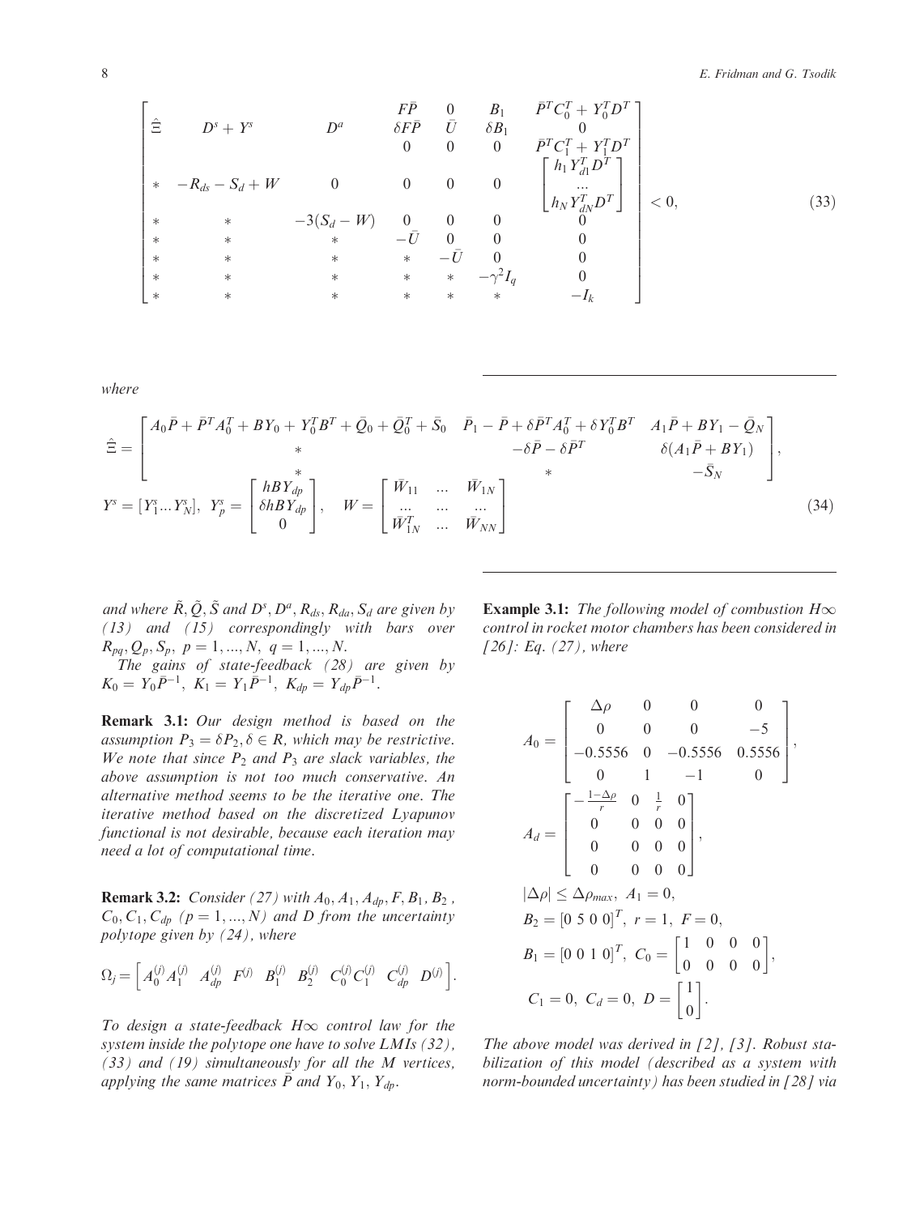$$
\begin{bmatrix}
\hat{\Xi} & D^s + Y^s & D^a & \begin{matrix} F\bar{P} \\ \delta F\bar{P} \\ 0 \end{matrix} & \begin{matrix} 0 \\ \bar{U} \\ 0 \end{matrix} & \begin{matrix} B_1 \\ \delta B_1 \\ 0 \end{matrix} & \begin{matrix} \bar{P}^T C_0^T + Y_0^T D^T \\ 0 \\ \bar{P}^T C_1^T + Y_1^T D^T \end{matrix} \\
* & -R_{ds} - S_d + W & 0 & 0 & 0 & 0 & \begin{bmatrix} h_1 Y_{d1}^T D^T \\ \dots \\ h_N Y_{dN}^T D^T \end{bmatrix} \\
* & * & -3(S_d - W) & 0 & 0 & 0 & 0 \\
* & * & * & -\bar{U} & 0 & 0 & 0 \\
* & * & * & * & -\bar{U} & 0 & 0 \\
* & * & * & * & * & -\gamma^2 I_q & 0 \\
* & * & * & * & * & * & -I_k
\end{bmatrix} < 0, \tag{33}
$$

*where*

$$
\hat{\Xi} = \begin{bmatrix}
A_0\bar{P} + \bar{P}^T A_0^T + BY_0 + Y_0^T B^T + \bar{Q}_0 + \bar{Q}_0^T + \bar{S}_0 & \bar{P}_1 - \bar{P} + \delta \bar{P}^T A_0^T + \delta Y_0^T B^T & A_1\bar{P} + BY_1 - \bar{Q}_N \\
* & -\delta\bar{P} - \delta\bar{P}^T & \delta(A_1\bar{P} + BY_1) \\
* & * & -\bar{S}_N
\end{bmatrix},
$$

$$
Y^s = [Y_1^s \dots Y_N^s], \quad Y_p^s = \begin{bmatrix} hBY_{dp} \\ \delta hBY_{dp} \\ 0 \end{bmatrix}, \quad W = \begin{bmatrix} \bar{W}_{11} & \dots & \bar{W}_{1N} \\ \dots & \dots & \dots \\ \bar{W}_{1N}^T & \dots & \bar{W}_{NN} \end{bmatrix} \tag{34}
$$

*and where* $\tilde{R}, \tilde{Q}, \tilde{S}$ *and* $D^s, D^a, R_{ds}, R_{da}, S_d$ *are given by (13) and (15) correspondingly with bars over* $R_{pq}, Q_p, S_p,\ p = 1, ..., N,\ q = 1, ..., N.$

*The gains of state-feedback (28) are given by* $K_0 = Y_0\bar{P}^{-1},\ K_1 = Y_1\bar{P}^{-1},\ K_{dp} = Y_{dp}\bar{P}^{-1}.$

**Remark 3.1:** *Our design method is based on the assumption* $P_3 = \delta P_2, \delta \in R$*, which may be restrictive. We note that since* $P_2$ *and* $P_3$ *are slack variables, the above assumption is not too much conservative. An alternative method seems to be the iterative one. The iterative method based on the discretized Lyapunov functional is not desirable, because each iteration may need a lot of computational time.*

**Remark 3.2:** *Consider (27) with* $A_0, A_1, A_{dp}, F, B_1, B_2$*,* $C_0, C_1, C_{dp}$ $(p = 1, ..., N)$ *and D from the uncertainty polytope given by (24), where*

$$
\Omega_j = \left[ A_0^{(j)} A_1^{(j)} \quad A_{dp}^{(j)} \quad F^{(j)} \quad B_1^{(j)} \quad B_2^{(j)} \quad C_0^{(j)} C_1^{(j)} \quad C_{dp}^{(j)} \quad D^{(j)} \right].
$$

*To design a state-feedback H∞ control law for the system inside the polytope one have to solve LMIs (32), (33) and (19) simultaneously for all the M vertices, applying the same matrices* $\bar{P}$ *and* $Y_0, Y_1, Y_{dp}$.

**Example 3.1:** *The following model of combustion H∞ control in rocket motor chambers has been considered in [26]: Eq. (27), where*

$$
A_0 = \begin{bmatrix} \Delta\rho & 0 & 0 & 0 \\ 0 & 0 & 0 & -5 \\ -0.5556 & 0 & -0.5556 & 0.5556 \\ 0 & 1 & -1 & 0 \end{bmatrix},
$$

$$
A_d = \begin{bmatrix} -\frac{1-\Delta\rho}{r} & 0 & \frac{1}{r} & 0 \\ 0 & 0 & 0 & 0 \\ 0 & 0 & 0 & 0 \\ 0 & 0 & 0 & 0 \end{bmatrix},
$$

$$
|\Delta\rho| \le \Delta\rho_{max},\ A_1 = 0,
$$

$$
B_2 = [0\ 5\ 0\ 0]^T,\ r = 1,\ F = 0,
$$

$$
B_1 = [0\ 0\ 1\ 0]^T,\ C_0 = \begin{bmatrix} 1 & 0 & 0 & 0 \\ 0 & 0 & 0 & 0 \end{bmatrix},
$$

$$
C_1 = 0,\ C_d = 0,\ D = \begin{bmatrix} 1 \\ 0 \end{bmatrix}.
$$

*The above model was derived in [2], [3]. Robust stabilization of this model (described as a system with norm-bounded uncertainty) has been studied in [28] via*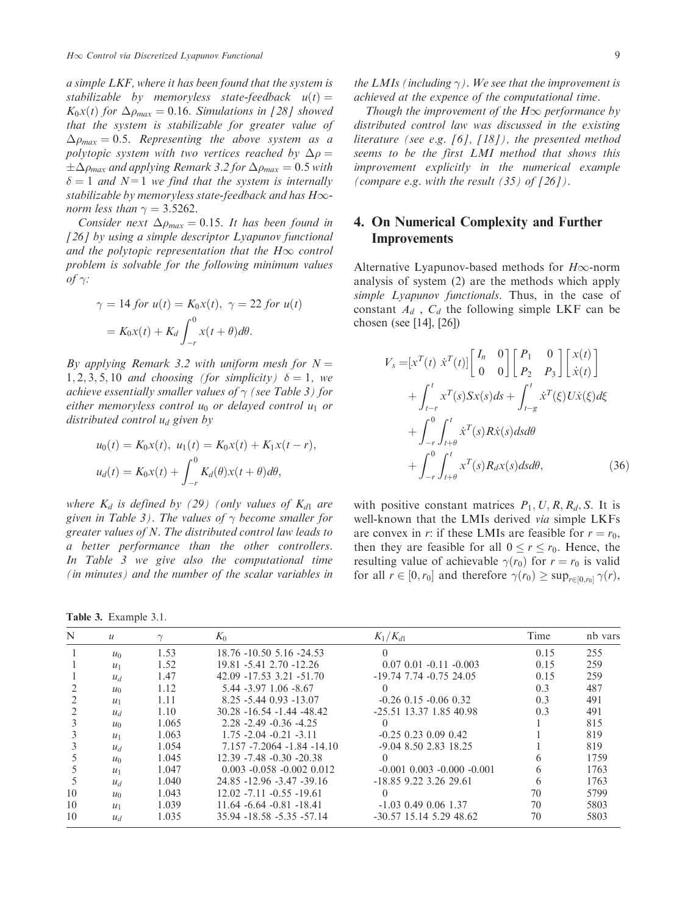*a simple LKF, where it has been found that the system is stabilizable by memoryless state-feedback $u(t) = K_0x(t)$ for $\Delta\rho_{max} = 0.16$. Simulations in [28] showed that the system is stabilizable for greater value of $\Delta\rho_{max} = 0.5$. Representing the above system as a polytopic system with two vertices reached by $\Delta\rho = \pm\Delta\rho_{max}$ and applying Remark 3.2 for $\Delta\rho_{max} = 0.5$ with $\delta = 1$ and $N=1$ we find that the system is internally stabilizable by memoryless state-feedback and has $H\infty$-norm less than $\gamma = 3.5262$.*

*Consider next $\Delta\rho_{max} = 0.15$. It has been found in [26] by using a simple descriptor Lyapunov functional and the polytopic representation that the $H\infty$ control problem is solvable for the following minimum values of $\gamma$:*

$$\gamma = 14 \text{ for } u(t) = K_0x(t),\ \gamma = 22 \text{ for } u(t) = K_0x(t) + K_d\int_{-r}^{0} x(t+\theta)d\theta.$$

*By applying Remark 3.2 with uniform mesh for $N = 1, 2, 3, 5, 10$ and choosing (for simplicity) $\delta = 1$, we achieve essentially smaller values of $\gamma$ (see Table 3) for either memoryless control $u_0$ or delayed control $u_1$ or distributed control $u_d$ given by*

$$u_0(t) = K_0x(t),\ u_1(t) = K_0x(t) + K_1x(t-r),$$
$$u_d(t) = K_0x(t) + \int_{-r}^{0} K_d(\theta)x(t+\theta)d\theta,$$

*where $K_d$ is defined by (29) (only values of $K_{d1}$ are given in Table 3). The values of $\gamma$ become smaller for greater values of N. The distributed control law leads to a better performance than the other controllers. In Table 3 we give also the computational time (in minutes) and the number of the scalar variables in the LMIs (including $\gamma$). We see that the improvement is achieved at the expence of the computational time.*

*Though the improvement of the $H\infty$ performance by distributed control law was discussed in the existing literature (see e.g. [6], [18]), the presented method seems to be the first LMI method that shows this improvement explicitly in the numerical example (compare e.g. with the result (35) of [26]).*

## 4. On Numerical Complexity and Further Improvements

Alternative Lyapunov-based methods for $H\infty$-norm analysis of system (2) are the methods which apply *simple Lyapunov functionals*. Thus, in the case of constant $A_d$ , $C_d$ the following simple LKF can be chosen (see [14], [26])

$$\begin{aligned} V_s =& [x^T(t)\ \dot{x}^T(t)]\begin{bmatrix} I_n & 0 \\ 0 & 0 \end{bmatrix}\begin{bmatrix} P_1 & 0 \\ P_2 & P_3 \end{bmatrix}\begin{bmatrix} x(t) \\ \dot{x}(t) \end{bmatrix} \\ &+ \int_{t-r}^{t} x^T(s)Sx(s)ds + \int_{t-g}^{t} \dot{x}^T(\xi)U\dot{x}(\xi)d\xi \\ &+ \int_{-r}^{0}\int_{t+\theta}^{t} \dot{x}^T(s)R\dot{x}(s)dsd\theta \\ &+ \int_{-r}^{0}\int_{t+\theta}^{t} x^T(s)R_dx(s)dsd\theta, \end{aligned} \tag{36}$$

with positive constant matrices $P_1, U, R, R_d, S$. It is well-known that the LMIs derived *via* simple LKFs are convex in $r$: if these LMIs are feasible for $r = r_0$, then they are feasible for all $0 \le r \le r_0$. Hence, the resulting value of achievable $\gamma(r_0)$ for $r = r_0$ is valid for all $r \in [0, r_0]$ and therefore $\gamma(r_0) \ge \sup_{r\in[0,r_0]} \gamma(r)$,

**Table 3.** Example 3.1.

| N | $u$ | $\gamma$ | $K_0$ | $K_1/K_{d1}$ | Time | nb vars |
|---|---|---|---|---|---|---|
| 1 | $u_0$ | 1.53 | 18.76 -10.50 5.16 -24.53 | 0 | 0.15 | 255 |
| 1 | $u_1$ | 1.52 | 19.81 -5.41 2.70 -12.26 | 0.07 0.01 -0.11 -0.003 | 0.15 | 259 |
| 1 | $u_d$ | 1.47 | 42.09 -17.53 3.21 -51.70 | -19.74 7.74 -0.75 24.05 | 0.15 | 259 |
| 2 | $u_0$ | 1.12 | 5.44 -3.97 1.06 -8.67 | 0 | 0.3 | 487 |
| 2 | $u_1$ | 1.11 | 8.25 -5.44 0.93 -13.07 | -0.26 0.15 -0.06 0.32 | 0.3 | 491 |
| 2 | $u_d$ | 1.10 | 30.28 -16.54 -1.44 -48.42 | -25.51 13.37 1.85 40.98 | 0.3 | 491 |
| 3 | $u_0$ | 1.065 | 2.28 -2.49 -0.36 -4.25 | 0 | 1 | 815 |
| 3 | $u_1$ | 1.063 | 1.75 -2.04 -0.21 -3.11 | -0.25 0.23 0.09 0.42 | 1 | 819 |
| 3 | $u_d$ | 1.054 | 7.157 -7.2064 -1.84 -14.10 | -9.04 8.50 2.83 18.25 | 1 | 819 |
| 5 | $u_0$ | 1.045 | 12.39 -7.48 -0.30 -20.38 | 0 | 6 | 1759 |
| 5 | $u_1$ | 1.047 | 0.003 -0.058 -0.002 0.012 | -0.001 0.003 -0.000 -0.001 | 6 | 1763 |
| 5 | $u_d$ | 1.040 | 24.85 -12.96 -3.47 -39.16 | -18.85 9.22 3.26 29.61 | 6 | 1763 |
| 10 | $u_0$ | 1.043 | 12.02 -7.11 -0.55 -19.61 | 0 | 70 | 5799 |
| 10 | $u_1$ | 1.039 | 11.64 -6.64 -0.81 -18.41 | -1.03 0.49 0.06 1.37 | 70 | 5803 |
| 10 | $u_d$ | 1.035 | 35.94 -18.58 -5.35 -57.14 | -30.57 15.14 5.29 48.62 | 70 | 5803 |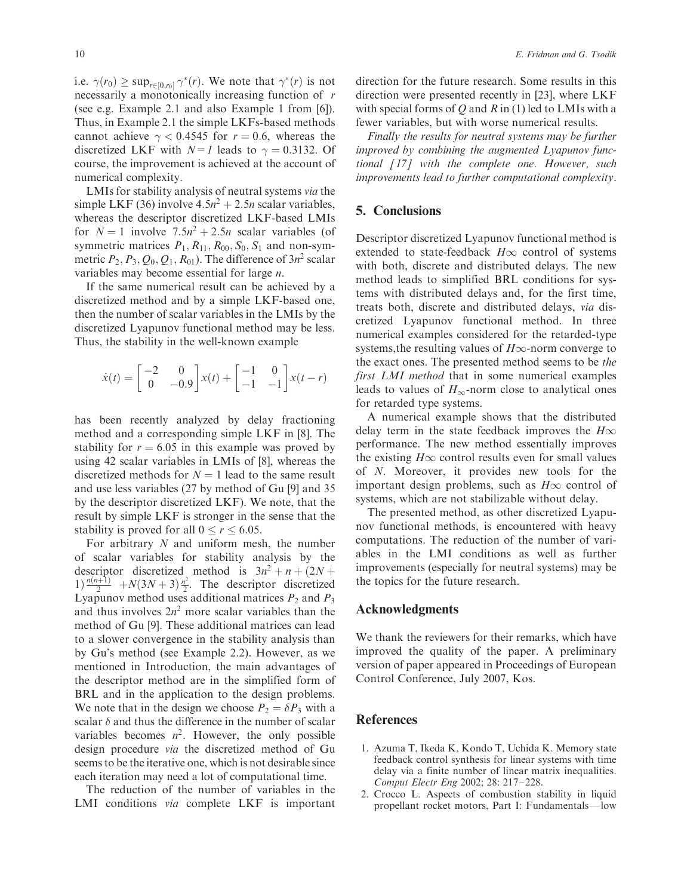i.e. $\gamma(r_0) \geq \sup_{r \in [0,r_0]} \gamma^*(r)$. We note that $\gamma^*(r)$ is not necessarily a monotonically increasing function of $r$ (see e.g. Example 2.1 and also Example 1 from [6]). Thus, in Example 2.1 the simple LKFs-based methods cannot achieve $\gamma < 0.4545$ for $r = 0.6$, whereas the discretized LKF with $N = 1$ leads to $\gamma = 0.3132$. Of course, the improvement is achieved at the account of numerical complexity.

LMIs for stability analysis of neutral systems *via* the simple LKF (36) involve $4.5n^2 + 2.5n$ scalar variables, whereas the descriptor discretized LKF-based LMIs for $N = 1$ involve $7.5n^2 + 2.5n$ scalar variables (of symmetric matrices $P_1, R_{11}, R_{00}, S_0, S_1$ and non-symmetric $P_2, P_3, Q_0, Q_1, R_{01}$). The difference of $3n^2$ scalar variables may become essential for large $n$.

If the same numerical result can be achieved by a discretized method and by a simple LKF-based one, then the number of scalar variables in the LMIs by the discretized Lyapunov functional method may be less. Thus, the stability in the well-known example

$$\dot{x}(t) = \begin{bmatrix} -2 & 0 \\ 0 & -0.9 \end{bmatrix} x(t) + \begin{bmatrix} -1 & 0 \\ -1 & -1 \end{bmatrix} x(t - r)$$

has been recently analyzed by delay fractioning method and a corresponding simple LKF in [8]. The stability for $r = 6.05$ in this example was proved by using 42 scalar variables in LMIs of [8], whereas the discretized methods for $N = 1$ lead to the same result and use less variables (27 by method of Gu [9] and 35 by the descriptor discretized LKF). We note, that the result by simple LKF is stronger in the sense that the stability is proved for all $0 \leq r \leq 6.05$.

For arbitrary $N$ and uniform mesh, the number of scalar variables for stability analysis by the descriptor discretized method is $3n^2 + n + (2N + 1)\frac{n(n+1)}{2} + N(3N+3)\frac{n^2}{2}$. The descriptor discretized Lyapunov method uses additional matrices $P_2$ and $P_3$ and thus involves $2n^2$ more scalar variables than the method of Gu [9]. These additional matrices can lead to a slower convergence in the stability analysis than by Gu's method (see Example 2.2). However, as we mentioned in Introduction, the main advantages of the descriptor method are in the simplified form of BRL and in the application to the design problems. We note that in the design we choose $P_2 = \delta P_3$ with a scalar $\delta$ and thus the difference in the number of scalar variables becomes $n^2$. However, the only possible design procedure *via* the discretized method of Gu seems to be the iterative one, which is not desirable since each iteration may need a lot of computational time.

The reduction of the number of variables in the LMI conditions *via* complete LKF is important direction for the future research. Some results in this direction were presented recently in [23], where LKF with special forms of $Q$ and $R$ in (1) led to LMIs with a fewer variables, but with worse numerical results.

*Finally the results for neutral systems may be further improved by combining the augmented Lyapunov functional [17] with the complete one. However, such improvements lead to further computational complexity.*

## 5. Conclusions

Descriptor discretized Lyapunov functional method is extended to state-feedback $H\infty$ control of systems with both, discrete and distributed delays. The new method leads to simplified BRL conditions for systems with distributed delays and, for the first time, treats both, discrete and distributed delays, *via* discretized Lyapunov functional method. In three numerical examples considered for the retarded-type systems,the resulting values of $H\infty$-norm converge to the exact ones. The presented method seems to be *the first LMI method* that in some numerical examples leads to values of $H_\infty$-norm close to analytical ones for retarded type systems.

A numerical example shows that the distributed delay term in the state feedback improves the $H\infty$ performance. The new method essentially improves the existing $H\infty$ control results even for small values of $N$. Moreover, it provides new tools for the important design problems, such as $H\infty$ control of systems, which are not stabilizable without delay.

The presented method, as other discretized Lyapunov functional methods, is encountered with heavy computations. The reduction of the number of variables in the LMI conditions as well as further improvements (especially for neutral systems) may be the topics for the future research.

## Acknowledgments

We thank the reviewers for their remarks, which have improved the quality of the paper. A preliminary version of paper appeared in Proceedings of European Control Conference, July 2007, Kos.

## References

1. Azuma T, Ikeda K, Kondo T, Uchida K. Memory state feedback control synthesis for linear systems with time delay via a finite number of linear matrix inequalities. *Comput Electr Eng* 2002; 28: 217–228.
2. Crocco L. Aspects of combustion stability in liquid propellant rocket motors, Part I: Fundamentals—low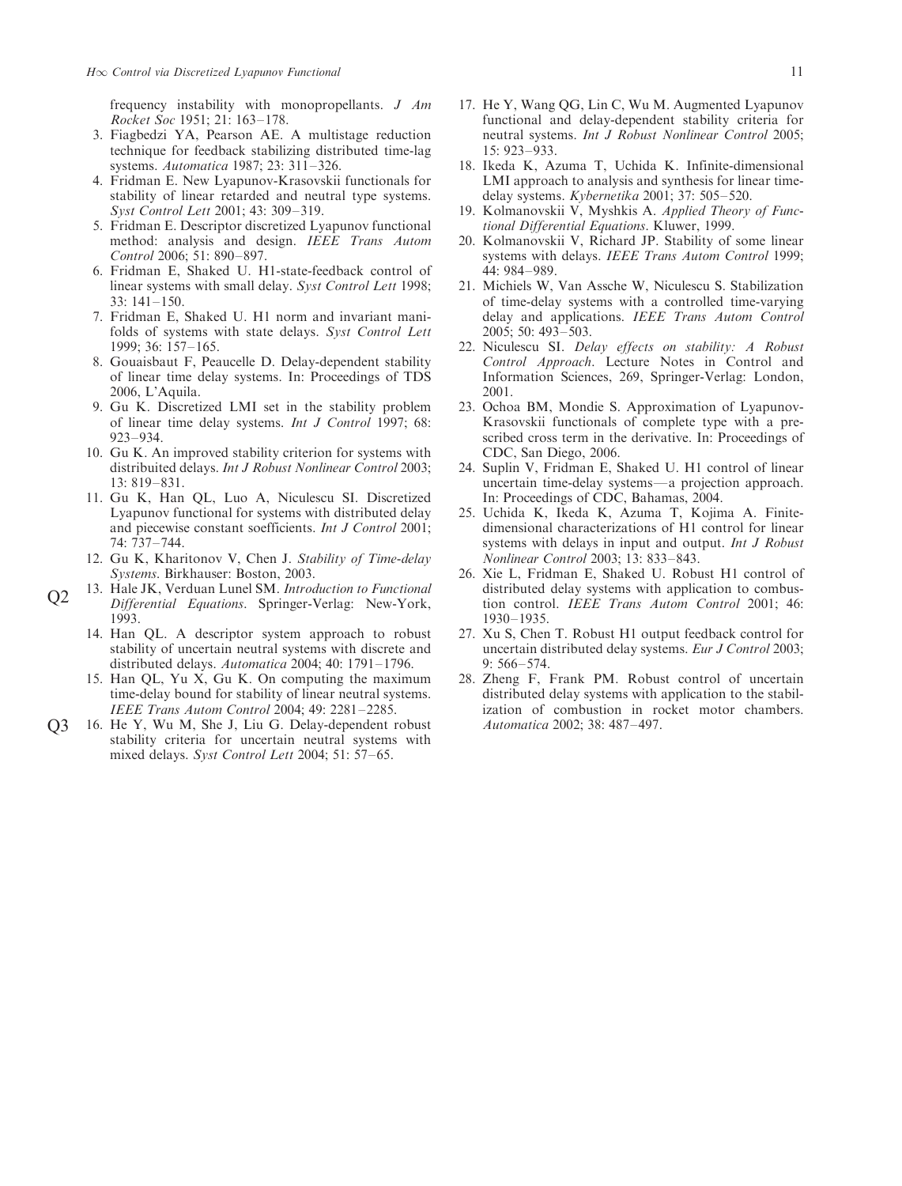frequency instability with monopropellants. *J Am Rocket Soc* 1951; 21: 163–178.

3. Fiagbedzi YA, Pearson AE. A multistage reduction technique for feedback stabilizing distributed time-lag systems. *Automatica* 1987; 23: 311–326.
4. Fridman E. New Lyapunov-Krasovskii functionals for stability of linear retarded and neutral type systems. *Syst Control Lett* 2001; 43: 309–319.
5. Fridman E. Descriptor discretized Lyapunov functional method: analysis and design. *IEEE Trans Autom Control* 2006; 51: 890–897.
6. Fridman E, Shaked U. H1-state-feedback control of linear systems with small delay. *Syst Control Lett* 1998; 33: 141–150.
7. Fridman E, Shaked U. H1 norm and invariant manifolds of systems with state delays. *Syst Control Lett* 1999; 36: 157–165.
8. Gouaisbaut F, Peaucelle D. Delay-dependent stability of linear time delay systems. In: Proceedings of TDS 2006, L'Aquila.
9. Gu K. Discretized LMI set in the stability problem of linear time delay systems. *Int J Control* 1997; 68: 923–934.
10. Gu K. An improved stability criterion for systems with distribuited delays. *Int J Robust Nonlinear Control* 2003; 13: 819–831.
11. Gu K, Han QL, Luo A, Niculescu SI. Discretized Lyapunov functional for systems with distributed delay and piecewise constant soefficients. *Int J Control* 2001; 74: 737–744.
12. Gu K, Kharitonov V, Chen J. *Stability of Time-delay Systems*. Birkhauser: Boston, 2003.
13. Hale JK, Verduan Lunel SM. *Introduction to Functional Differential Equations*. Springer-Verlag: New-York, 1993.
14. Han QL. A descriptor system approach to robust stability of uncertain neutral systems with discrete and distributed delays. *Automatica* 2004; 40: 1791–1796.
15. Han QL, Yu X, Gu K. On computing the maximum time-delay bound for stability of linear neutral systems. *IEEE Trans Autom Control* 2004; 49: 2281–2285.
16. He Y, Wu M, She J, Liu G. Delay-dependent robust stability criteria for uncertain neutral systems with mixed delays. *Syst Control Lett* 2004; 51: 57–65.
17. He Y, Wang QG, Lin C, Wu M. Augmented Lyapunov functional and delay-dependent stability criteria for neutral systems. *Int J Robust Nonlinear Control* 2005; 15: 923–933.
18. Ikeda K, Azuma T, Uchida K. Infinite-dimensional LMI approach to analysis and synthesis for linear time-delay systems. *Kybernetika* 2001; 37: 505–520.
19. Kolmanovskii V, Myshkis A. *Applied Theory of Functional Differential Equations*. Kluwer, 1999.
20. Kolmanovskii V, Richard JP. Stability of some linear systems with delays. *IEEE Trans Autom Control* 1999; 44: 984–989.
21. Michiels W, Van Assche W, Niculescu S. Stabilization of time-delay systems with a controlled time-varying delay and applications. *IEEE Trans Autom Control* 2005; 50: 493–503.
22. Niculescu SI. *Delay effects on stability: A Robust Control Approach*. Lecture Notes in Control and Information Sciences, 269, Springer-Verlag: London, 2001.
23. Ochoa BM, Mondie S. Approximation of Lyapunov-Krasovskii functionals of complete type with a prescribed cross term in the derivative. In: Proceedings of CDC, San Diego, 2006.
24. Suplin V, Fridman E, Shaked U. H1 control of linear uncertain time-delay systems—a projection approach. In: Proceedings of CDC, Bahamas, 2004.
25. Uchida K, Ikeda K, Azuma T, Kojima A. Finite-dimensional characterizations of H1 control for linear systems with delays in input and output. *Int J Robust Nonlinear Control* 2003; 13: 833–843.
26. Xie L, Fridman E, Shaked U. Robust H1 control of distributed delay systems with application to combustion control. *IEEE Trans Autom Control* 2001; 46: 1930–1935.
27. Xu S, Chen T. Robust H1 output feedback control for uncertain distributed delay systems. *Eur J Control* 2003; 9: 566–574.
28. Zheng F, Frank PM. Robust control of uncertain distributed delay systems with application to the stabilization of combustion in rocket motor chambers. *Automatica* 2002; 38: 487–497.